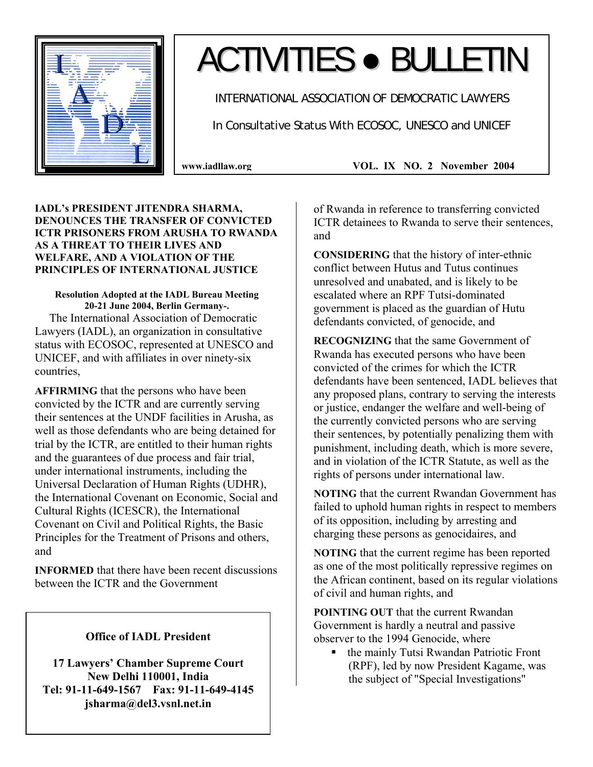# ACTIVITIES • BULLETIN

INTERNATIONAL ASSOCIATION OF DEMOCRATIC LAWYERS

In Consultative Status With ECOSOC, UNESCO and UNICEF

www.iadllaw.org VOL. IX NO. 2 November 2004

## IADL's PRESIDENT JITENDRA SHARMA, DENOUNCES THE TRANSFER OF CONVICTED ICTR PRISONERS FROM ARUSHA TO RWANDA AS A THREAT TO THEIR LIVES AND WELFARE, AND A VIOLATION OF THE PRINCIPLES OF INTERNATIONAL JUSTICE

**Resolution Adopted at the IADL Bureau Meeting 20-21 June 2004, Berlin Germany-.**

The International Association of Democratic Lawyers (IADL), an organization in consultative status with ECOSOC, represented at UNESCO and UNICEF, and with affiliates in over ninety-six countries,

**AFFIRMING** that the persons who have been convicted by the ICTR and are currently serving their sentences at the UNDF facilities in Arusha, as well as those defendants who are being detained for trial by the ICTR, are entitled to their human rights and the guarantees of due process and fair trial, under international instruments, including the Universal Declaration of Human Rights (UDHR), the International Covenant on Economic, Social and Cultural Rights (ICESCR), the International Covenant on Civil and Political Rights, the Basic Principles for the Treatment of Prisons and others, and

**INFORMED** that there have been recent discussions between the ICTR and the Government of Rwanda in reference to transferring convicted ICTR detainees to Rwanda to serve their sentences, and

**CONSIDERING** that the history of inter-ethnic conflict between Hutus and Tutus continues unresolved and unabated, and is likely to be escalated where an RPF Tutsi-dominated government is placed as the guardian of Hutu defendants convicted, of genocide, and

**RECOGNIZING** that the same Government of Rwanda has executed persons who have been convicted of the crimes for which the ICTR defendants have been sentenced, IADL believes that any proposed plans, contrary to serving the interests or justice, endanger the welfare and well-being of the currently convicted persons who are serving their sentences, by potentially penalizing them with punishment, including death, which is more severe, and in violation of the ICTR Statute, as well as the rights of persons under international law.

**NOTING** that the current Rwandan Government has failed to uphold human rights in respect to members of its opposition, including by arresting and charging these persons as genocidaires, and

**NOTING** that the current regime has been reported as one of the most politically repressive regimes on the African continent, based on its regular violations of civil and human rights, and

**POINTING OUT** that the current Rwandan Government is hardly a neutral and passive observer to the 1994 Genocide, where

- the mainly Tutsi Rwandan Patriotic Front (RPF), led by now President Kagame, was the subject of "Special Investigations"

**Office of IADL President**

**17 Lawyers' Chamber Supreme Court**
**New Delhi 110001, India**
**Tel: 91-11-649-1567 Fax: 91-11-649-4145**
**jsharma@del3.vsnl.net.in**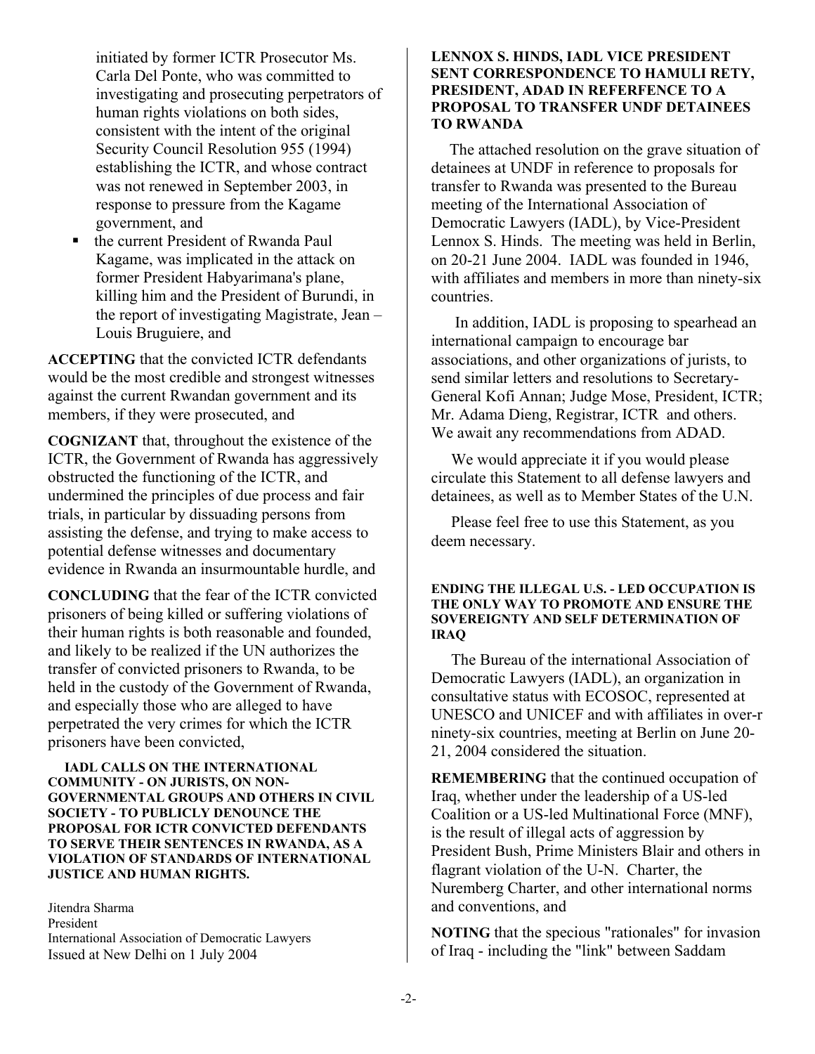initiated by former ICTR Prosecutor Ms. Carla Del Ponte, who was committed to investigating and prosecuting perpetrators of human rights violations on both sides, consistent with the intent of the original Security Council Resolution 955 (1994) establishing the ICTR, and whose contract was not renewed in September 2003, in response to pressure from the Kagame government, and

- the current President of Rwanda Paul Kagame, was implicated in the attack on former President Habyarimana's plane, killing him and the President of Burundi, in the report of investigating Magistrate, Jean – Louis Bruguiere, and

**ACCEPTING** that the convicted ICTR defendants would be the most credible and strongest witnesses against the current Rwandan government and its members, if they were prosecuted, and

**COGNIZANT** that, throughout the existence of the ICTR, the Government of Rwanda has aggressively obstructed the functioning of the ICTR, and undermined the principles of due process and fair trials, in particular by dissuading persons from assisting the defense, and trying to make access to potential defense witnesses and documentary evidence in Rwanda an insurmountable hurdle, and

**CONCLUDING** that the fear of the ICTR convicted prisoners of being killed or suffering violations of their human rights is both reasonable and founded, and likely to be realized if the UN authorizes the transfer of convicted prisoners to Rwanda, to be held in the custody of the Government of Rwanda, and especially those who are alleged to have perpetrated the very crimes for which the ICTR prisoners have been convicted,

**IADL CALLS ON THE INTERNATIONAL COMMUNITY - ON JURISTS, ON NON-GOVERNMENTAL GROUPS AND OTHERS IN CIVIL SOCIETY - TO PUBLICLY DENOUNCE THE PROPOSAL FOR ICTR CONVICTED DEFENDANTS TO SERVE THEIR SENTENCES IN RWANDA, AS A VIOLATION OF STANDARDS OF INTERNATIONAL JUSTICE AND HUMAN RIGHTS.**

Jitendra Sharma
President
International Association of Democratic Lawyers
Issued at New Delhi on 1 July 2004

### LENNOX S. HINDS, IADL VICE PRESIDENT SENT CORRESPONDENCE TO HAMULI RETY, PRESIDENT, ADAD IN REFERFENCE TO A PROPOSAL TO TRANSFER UNDF DETAINEES TO RWANDA

The attached resolution on the grave situation of detainees at UNDF in reference to proposals for transfer to Rwanda was presented to the Bureau meeting of the International Association of Democratic Lawyers (IADL), by Vice-President Lennox S. Hinds. The meeting was held in Berlin, on 20-21 June 2004. IADL was founded in 1946, with affiliates and members in more than ninety-six countries.

In addition, IADL is proposing to spearhead an international campaign to encourage bar associations, and other organizations of jurists, to send similar letters and resolutions to Secretary-General Kofi Annan; Judge Mose, President, ICTR; Mr. Adama Dieng, Registrar, ICTR and others. We await any recommendations from ADAD.

We would appreciate it if you would please circulate this Statement to all defense lawyers and detainees, as well as to Member States of the U.N.

Please feel free to use this Statement, as you deem necessary.

### ENDING THE ILLEGAL U.S. - LED OCCUPATION IS THE ONLY WAY TO PROMOTE AND ENSURE THE SOVEREIGNTY AND SELF DETERMINATION OF IRAQ

The Bureau of the international Association of Democratic Lawyers (IADL), an organization in consultative status with ECOSOC, represented at UNESCO and UNICEF and with affiliates in over-r ninety-six countries, meeting at Berlin on June 20-21, 2004 considered the situation.

**REMEMBERING** that the continued occupation of Iraq, whether under the leadership of a US-led Coalition or a US-led Multinational Force (MNF), is the result of illegal acts of aggression by President Bush, Prime Ministers Blair and others in flagrant violation of the U-N. Charter, the Nuremberg Charter, and other international norms and conventions, and

**NOTING** that the specious "rationales" for invasion of Iraq - including the "link" between Saddam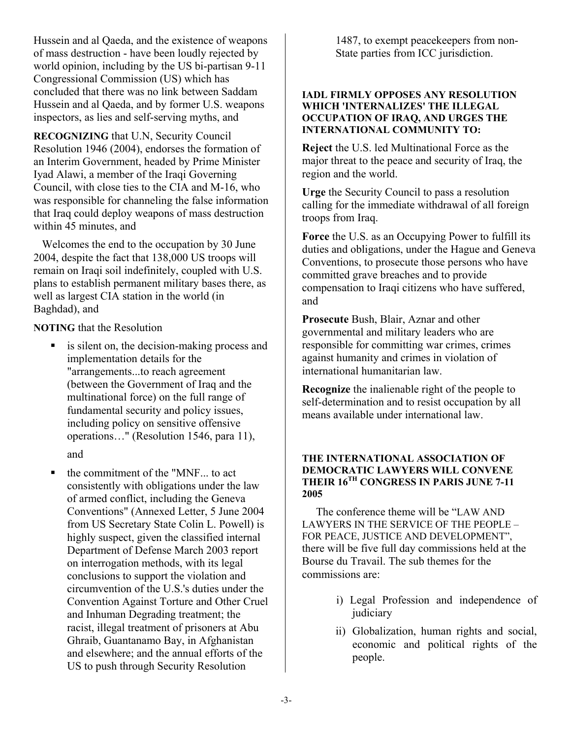Hussein and al Qaeda, and the existence of weapons of mass destruction - have been loudly rejected by world opinion, including by the US bi-partisan 9-11 Congressional Commission (US) which has concluded that there was no link between Saddam Hussein and al Qaeda, and by former U.S. weapons inspectors, as lies and self-serving myths, and

**RECOGNIZING** that U.N, Security Council Resolution 1946 (2004), endorses the formation of an Interim Government, headed by Prime Minister Iyad Alawi, a member of the Iraqi Governing Council, with close ties to the CIA and M-16, who was responsible for channeling the false information that Iraq could deploy weapons of mass destruction within 45 minutes, and

Welcomes the end to the occupation by 30 June 2004, despite the fact that 138,000 US troops will remain on Iraqi soil indefinitely, coupled with U.S. plans to establish permanent military bases there, as well as largest CIA station in the world (in Baghdad), and

**NOTING** that the Resolution

- is silent on, the decision-making process and implementation details for the "arrangements...to reach agreement (between the Government of Iraq and the multinational force) on the full range of fundamental security and policy issues, including policy on sensitive offensive operations…" (Resolution 1546, para 11),

  and

- the commitment of the "MNF... to act consistently with obligations under the law of armed conflict, including the Geneva Conventions" (Annexed Letter, 5 June 2004 from US Secretary State Colin L. Powell) is highly suspect, given the classified internal Department of Defense March 2003 report on interrogation methods, with its legal conclusions to support the violation and circumvention of the U.S.'s duties under the Convention Against Torture and Other Cruel and Inhuman Degrading treatment; the racist, illegal treatment of prisoners at Abu Ghraib, Guantanamo Bay, in Afghanistan and elsewhere; and the annual efforts of the US to push through Security Resolution 1487, to exempt peacekeepers from non-State parties from ICC jurisdiction.

**IADL FIRMLY OPPOSES ANY RESOLUTION WHICH 'INTERNALIZES' THE ILLEGAL OCCUPATION OF IRAQ, AND URGES THE INTERNATIONAL COMMUNITY TO:**

**Reject** the U.S. led Multinational Force as the major threat to the peace and security of Iraq, the region and the world.

**Urge** the Security Council to pass a resolution calling for the immediate withdrawal of all foreign troops from Iraq.

**Force** the U.S. as an Occupying Power to fulfill its duties and obligations, under the Hague and Geneva Conventions, to prosecute those persons who have committed grave breaches and to provide compensation to Iraqi citizens who have suffered, and

**Prosecute** Bush, Blair, Aznar and other governmental and military leaders who are responsible for committing war crimes, crimes against humanity and crimes in violation of international humanitarian law.

**Recognize** the inalienable right of the people to self-determination and to resist occupation by all means available under international law.

**THE INTERNATIONAL ASSOCIATION OF DEMOCRATIC LAWYERS WILL CONVENE THEIR 16TH CONGRESS IN PARIS JUNE 7-11 2005**

The conference theme will be "LAW AND LAWYERS IN THE SERVICE OF THE PEOPLE – FOR PEACE, JUSTICE AND DEVELOPMENT", there will be five full day commissions held at the Bourse du Travail. The sub themes for the commissions are:

i) Legal Profession and independence of judiciary

ii) Globalization, human rights and social, economic and political rights of the people.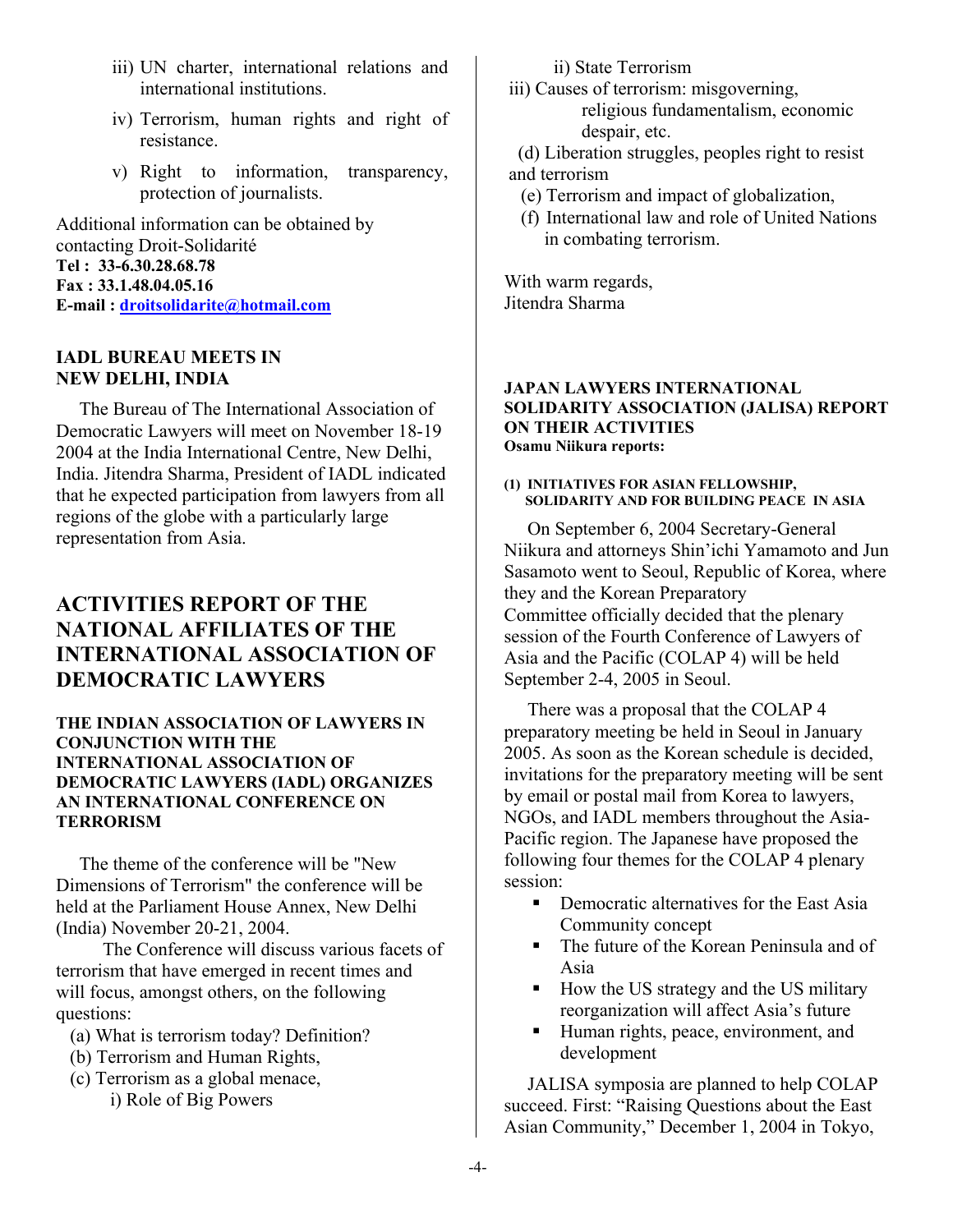iii) UN charter, international relations and international institutions.

iv) Terrorism, human rights and right of resistance.

v) Right to information, transparency, protection of journalists.

Additional information can be obtained by contacting Droit-Solidarité
**Tel : 33-6.30.28.68.78**
**Fax : 33.1.48.04.05.16**
**E-mail : droitsolidarite@hotmail.com**

### IADL BUREAU MEETS IN NEW DELHI, INDIA

The Bureau of The International Association of Democratic Lawyers will meet on November 18-19 2004 at the India International Centre, New Delhi, India. Jitendra Sharma, President of IADL indicated that he expected participation from lawyers from all regions of the globe with a particularly large representation from Asia.

## ACTIVITIES REPORT OF THE NATIONAL AFFILIATES OF THE INTERNATIONAL ASSOCIATION OF DEMOCRATIC LAWYERS

### THE INDIAN ASSOCIATION OF LAWYERS IN CONJUNCTION WITH THE INTERNATIONAL ASSOCIATION OF DEMOCRATIC LAWYERS (IADL) ORGANIZES AN INTERNATIONAL CONFERENCE ON TERRORISM

The theme of the conference will be "New Dimensions of Terrorism" the conference will be held at the Parliament House Annex, New Delhi (India) November 20-21, 2004.

The Conference will discuss various facets of terrorism that have emerged in recent times and will focus, amongst others, on the following questions:

(a) What is terrorism today? Definition?
(b) Terrorism and Human Rights,
(c) Terrorism as a global menace,
  i) Role of Big Powers
  ii) State Terrorism
  iii) Causes of terrorism: misgoverning, religious fundamentalism, economic despair, etc.
(d) Liberation struggles, peoples right to resist and terrorism
(e) Terrorism and impact of globalization,
(f) International law and role of United Nations in combating terrorism.

With warm regards,
Jitendra Sharma

### JAPAN LAWYERS INTERNATIONAL SOLIDARITY ASSOCIATION (JALISA) REPORT ON THEIR ACTIVITIES
**Osamu Niikura reports:**

#### (1) INITIATIVES FOR ASIAN FELLOWSHIP, SOLIDARITY AND FOR BUILDING PEACE IN ASIA

On September 6, 2004 Secretary-General Niikura and attorneys Shin'ichi Yamamoto and Jun Sasamoto went to Seoul, Republic of Korea, where they and the Korean Preparatory Committee officially decided that the plenary session of the Fourth Conference of Lawyers of Asia and the Pacific (COLAP 4) will be held September 2-4, 2005 in Seoul.

There was a proposal that the COLAP 4 preparatory meeting be held in Seoul in January 2005. As soon as the Korean schedule is decided, invitations for the preparatory meeting will be sent by email or postal mail from Korea to lawyers, NGOs, and IADL members throughout the Asia-Pacific region. The Japanese have proposed the following four themes for the COLAP 4 plenary session:

- Democratic alternatives for the East Asia Community concept
- The future of the Korean Peninsula and of Asia
- How the US strategy and the US military reorganization will affect Asia's future
- Human rights, peace, environment, and development

JALISA symposia are planned to help COLAP succeed. First: "Raising Questions about the East Asian Community," December 1, 2004 in Tokyo,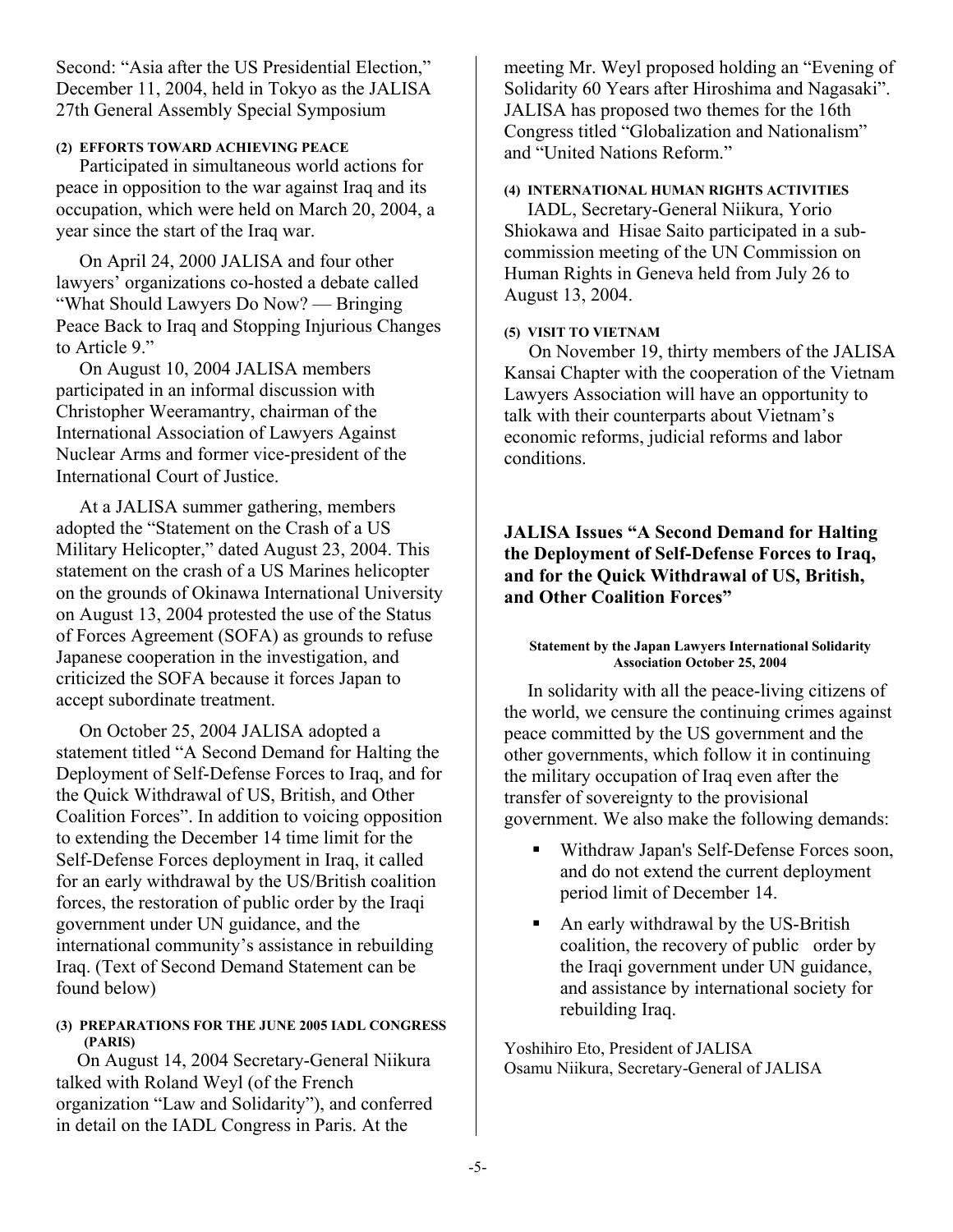Second: "Asia after the US Presidential Election," December 11, 2004, held in Tokyo as the JALISA 27th General Assembly Special Symposium

#### (2) EFFORTS TOWARD ACHIEVING PEACE

Participated in simultaneous world actions for peace in opposition to the war against Iraq and its occupation, which were held on March 20, 2004, a year since the start of the Iraq war.

On April 24, 2000 JALISA and four other lawyers' organizations co-hosted a debate called "What Should Lawyers Do Now? — Bringing Peace Back to Iraq and Stopping Injurious Changes to Article 9."

On August 10, 2004 JALISA members participated in an informal discussion with Christopher Weeramantry, chairman of the International Association of Lawyers Against Nuclear Arms and former vice-president of the International Court of Justice.

At a JALISA summer gathering, members adopted the "Statement on the Crash of a US Military Helicopter," dated August 23, 2004. This statement on the crash of a US Marines helicopter on the grounds of Okinawa International University on August 13, 2004 protested the use of the Status of Forces Agreement (SOFA) as grounds to refuse Japanese cooperation in the investigation, and criticized the SOFA because it forces Japan to accept subordinate treatment.

On October 25, 2004 JALISA adopted a statement titled "A Second Demand for Halting the Deployment of Self-Defense Forces to Iraq, and for the Quick Withdrawal of US, British, and Other Coalition Forces". In addition to voicing opposition to extending the December 14 time limit for the Self-Defense Forces deployment in Iraq, it called for an early withdrawal by the US/British coalition forces, the restoration of public order by the Iraqi government under UN guidance, and the international community's assistance in rebuilding Iraq. (Text of Second Demand Statement can be found below)

#### (3) PREPARATIONS FOR THE JUNE 2005 IADL CONGRESS (PARIS)

On August 14, 2004 Secretary-General Niikura talked with Roland Weyl (of the French organization "Law and Solidarity"), and conferred in detail on the IADL Congress in Paris. At the meeting Mr. Weyl proposed holding an "Evening of Solidarity 60 Years after Hiroshima and Nagasaki". JALISA has proposed two themes for the 16th Congress titled "Globalization and Nationalism" and "United Nations Reform."

#### (4) INTERNATIONAL HUMAN RIGHTS ACTIVITIES

IADL, Secretary-General Niikura, Yorio Shiokawa and Hisae Saito participated in a sub-commission meeting of the UN Commission on Human Rights in Geneva held from July 26 to August 13, 2004.

#### (5) VISIT TO VIETNAM

On November 19, thirty members of the JALISA Kansai Chapter with the cooperation of the Vietnam Lawyers Association will have an opportunity to talk with their counterparts about Vietnam's economic reforms, judicial reforms and labor conditions.

## JALISA Issues "A Second Demand for Halting the Deployment of Self-Defense Forces to Iraq, and for the Quick Withdrawal of US, British, and Other Coalition Forces"

**Statement by the Japan Lawyers International Solidarity Association October 25, 2004**

In solidarity with all the peace-living citizens of the world, we censure the continuing crimes against peace committed by the US government and the other governments, which follow it in continuing the military occupation of Iraq even after the transfer of sovereignty to the provisional government. We also make the following demands:

- Withdraw Japan's Self-Defense Forces soon, and do not extend the current deployment period limit of December 14.
- An early withdrawal by the US-British coalition, the recovery of public order by the Iraqi government under UN guidance, and assistance by international society for rebuilding Iraq.

Yoshihiro Eto, President of JALISA
Osamu Niikura, Secretary-General of JALISA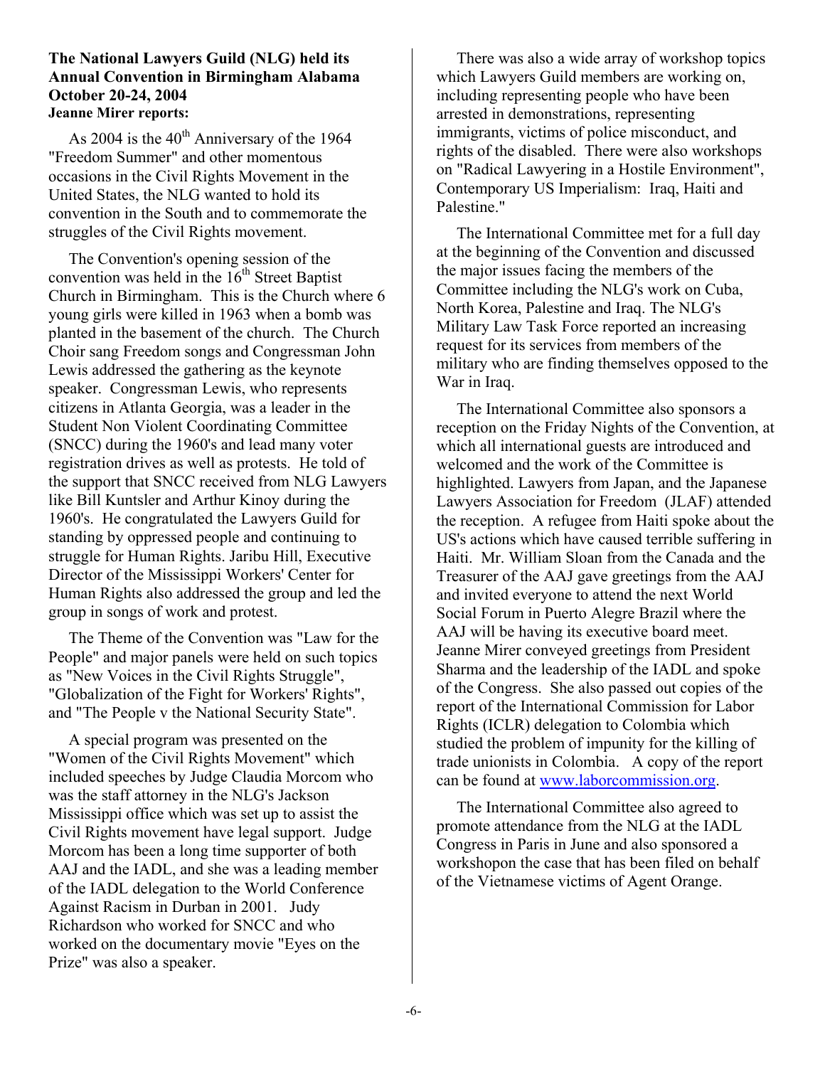**The National Lawyers Guild (NLG) held its Annual Convention in Birmingham Alabama October 20-24, 2004**
**Jeanne Mirer reports:**

As 2004 is the 40th Anniversary of the 1964 "Freedom Summer" and other momentous occasions in the Civil Rights Movement in the United States, the NLG wanted to hold its convention in the South and to commemorate the struggles of the Civil Rights movement.

The Convention's opening session of the convention was held in the 16th Street Baptist Church in Birmingham. This is the Church where 6 young girls were killed in 1963 when a bomb was planted in the basement of the church. The Church Choir sang Freedom songs and Congressman John Lewis addressed the gathering as the keynote speaker. Congressman Lewis, who represents citizens in Atlanta Georgia, was a leader in the Student Non Violent Coordinating Committee (SNCC) during the 1960's and lead many voter registration drives as well as protests. He told of the support that SNCC received from NLG Lawyers like Bill Kuntsler and Arthur Kinoy during the 1960's. He congratulated the Lawyers Guild for standing by oppressed people and continuing to struggle for Human Rights. Jaribu Hill, Executive Director of the Mississippi Workers' Center for Human Rights also addressed the group and led the group in songs of work and protest.

The Theme of the Convention was "Law for the People" and major panels were held on such topics as "New Voices in the Civil Rights Struggle", "Globalization of the Fight for Workers' Rights", and "The People v the National Security State".

A special program was presented on the "Women of the Civil Rights Movement" which included speeches by Judge Claudia Morcom who was the staff attorney in the NLG's Jackson Mississippi office which was set up to assist the Civil Rights movement have legal support. Judge Morcom has been a long time supporter of both AAJ and the IADL, and she was a leading member of the IADL delegation to the World Conference Against Racism in Durban in 2001. Judy Richardson who worked for SNCC and who worked on the documentary movie "Eyes on the Prize" was also a speaker.

There was also a wide array of workshop topics which Lawyers Guild members are working on, including representing people who have been arrested in demonstrations, representing immigrants, victims of police misconduct, and rights of the disabled. There were also workshops on "Radical Lawyering in a Hostile Environment", Contemporary US Imperialism: Iraq, Haiti and Palestine."

The International Committee met for a full day at the beginning of the Convention and discussed the major issues facing the members of the Committee including the NLG's work on Cuba, North Korea, Palestine and Iraq. The NLG's Military Law Task Force reported an increasing request for its services from members of the military who are finding themselves opposed to the War in Iraq.

The International Committee also sponsors a reception on the Friday Nights of the Convention, at which all international guests are introduced and welcomed and the work of the Committee is highlighted. Lawyers from Japan, and the Japanese Lawyers Association for Freedom (JLAF) attended the reception. A refugee from Haiti spoke about the US's actions which have caused terrible suffering in Haiti. Mr. William Sloan from the Canada and the Treasurer of the AAJ gave greetings from the AAJ and invited everyone to attend the next World Social Forum in Puerto Alegre Brazil where the AAJ will be having its executive board meet. Jeanne Mirer conveyed greetings from President Sharma and the leadership of the IADL and spoke of the Congress. She also passed out copies of the report of the International Commission for Labor Rights (ICLR) delegation to Colombia which studied the problem of impunity for the killing of trade unionists in Colombia. A copy of the report can be found at www.laborcommission.org.

The International Committee also agreed to promote attendance from the NLG at the IADL Congress in Paris in June and also sponsored a workshopon the case that has been filed on behalf of the Vietnamese victims of Agent Orange.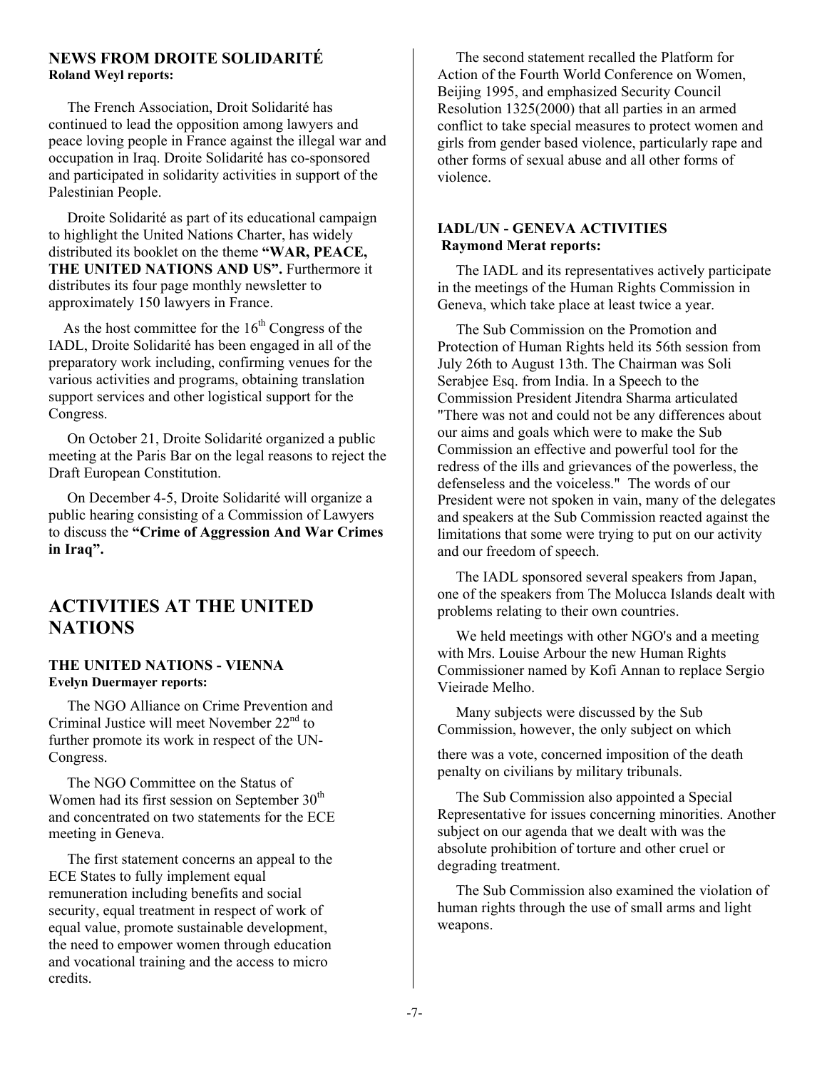### NEWS FROM DROITE SOLIDARITÉ
**Roland Weyl reports:**

The French Association, Droit Solidarité has continued to lead the opposition among lawyers and peace loving people in France against the illegal war and occupation in Iraq. Droite Solidarité has co-sponsored and participated in solidarity activities in support of the Palestinian People.

Droite Solidarité as part of its educational campaign to highlight the United Nations Charter, has widely distributed its booklet on the theme **"WAR, PEACE, THE UNITED NATIONS AND US".** Furthermore it distributes its four page monthly newsletter to approximately 150 lawyers in France.

As the host committee for the 16th Congress of the IADL, Droite Solidarité has been engaged in all of the preparatory work including, confirming venues for the various activities and programs, obtaining translation support services and other logistical support for the Congress.

On October 21, Droite Solidarité organized a public meeting at the Paris Bar on the legal reasons to reject the Draft European Constitution.

On December 4-5, Droite Solidarité will organize a public hearing consisting of a Commission of Lawyers to discuss the **"Crime of Aggression And War Crimes in Iraq".**

## ACTIVITIES AT THE UNITED NATIONS

### THE UNITED NATIONS - VIENNA
**Evelyn Duermayer reports:**

The NGO Alliance on Crime Prevention and Criminal Justice will meet November 22nd to further promote its work in respect of the UN-Congress.

The NGO Committee on the Status of Women had its first session on September 30th and concentrated on two statements for the ECE meeting in Geneva.

The first statement concerns an appeal to the ECE States to fully implement equal remuneration including benefits and social security, equal treatment in respect of work of equal value, promote sustainable development, the need to empower women through education and vocational training and the access to micro credits.

The second statement recalled the Platform for Action of the Fourth World Conference on Women, Beijing 1995, and emphasized Security Council Resolution 1325(2000) that all parties in an armed conflict to take special measures to protect women and girls from gender based violence, particularly rape and other forms of sexual abuse and all other forms of violence.

### IADL/UN - GENEVA ACTIVITIES
**Raymond Merat reports:**

The IADL and its representatives actively participate in the meetings of the Human Rights Commission in Geneva, which take place at least twice a year.

The Sub Commission on the Promotion and Protection of Human Rights held its 56th session from July 26th to August 13th. The Chairman was Soli Serabjee Esq. from India. In a Speech to the Commission President Jitendra Sharma articulated "There was not and could not be any differences about our aims and goals which were to make the Sub Commission an effective and powerful tool for the redress of the ills and grievances of the powerless, the defenseless and the voiceless." The words of our President were not spoken in vain, many of the delegates and speakers at the Sub Commission reacted against the limitations that some were trying to put on our activity and our freedom of speech.

The IADL sponsored several speakers from Japan, one of the speakers from The Molucca Islands dealt with problems relating to their own countries.

We held meetings with other NGO's and a meeting with Mrs. Louise Arbour the new Human Rights Commissioner named by Kofi Annan to replace Sergio Vieirade Melho.

Many subjects were discussed by the Sub Commission, however, the only subject on which there was a vote, concerned imposition of the death penalty on civilians by military tribunals.

The Sub Commission also appointed a Special Representative for issues concerning minorities. Another subject on our agenda that we dealt with was the absolute prohibition of torture and other cruel or degrading treatment.

The Sub Commission also examined the violation of human rights through the use of small arms and light weapons.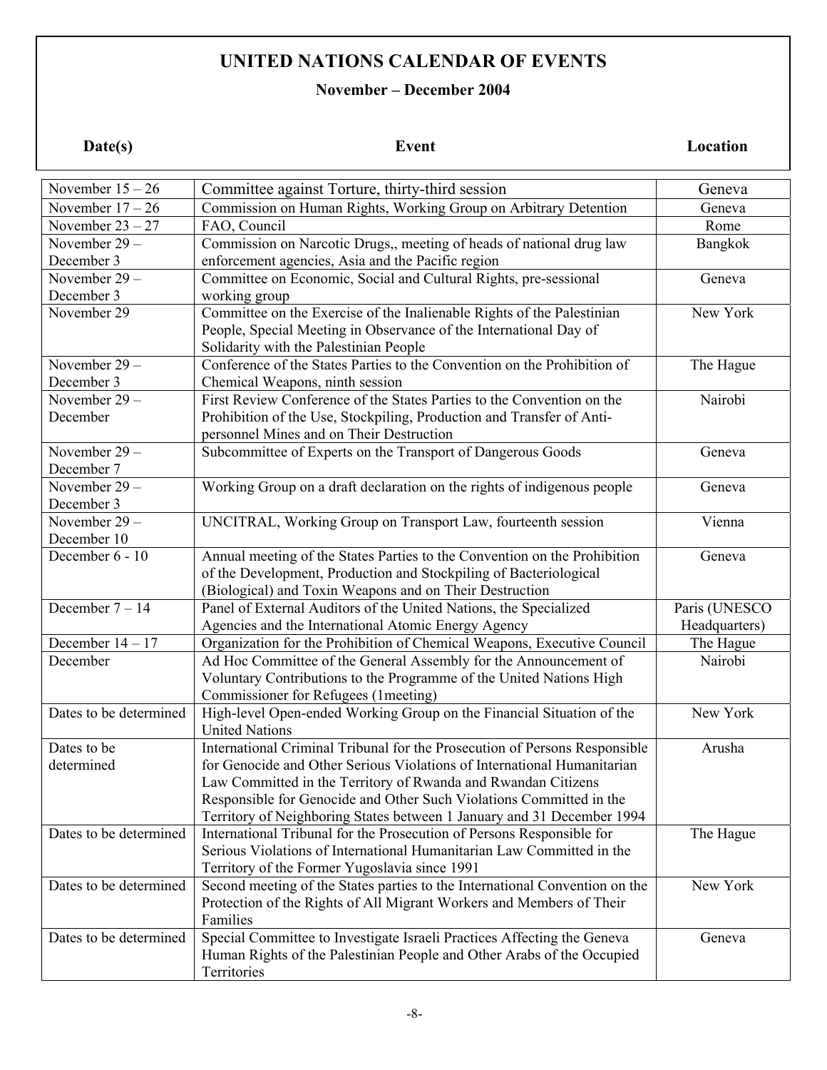# UNITED NATIONS CALENDAR OF EVENTS

**November – December 2004**

| Date(s) | Event | Location |
|---|---|---|
| November 15 – 26 | Committee against Torture, thirty-third session | Geneva |
| November 17 – 26 | Commission on Human Rights, Working Group on Arbitrary Detention | Geneva |
| November 23 – 27 | FAO, Council | Rome |
| November 29 – December 3 | Commission on Narcotic Drugs,, meeting of heads of national drug law enforcement agencies, Asia and the Pacific region | Bangkok |
| November 29 – December 3 | Committee on Economic, Social and Cultural Rights, pre-sessional working group | Geneva |
| November 29 | Committee on the Exercise of the Inalienable Rights of the Palestinian People, Special Meeting in Observance of the International Day of Solidarity with the Palestinian People | New York |
| November 29 – December 3 | Conference of the States Parties to the Convention on the Prohibition of Chemical Weapons, ninth session | The Hague |
| November 29 – December | First Review Conference of the States Parties to the Convention on the Prohibition of the Use, Stockpiling, Production and Transfer of Anti-personnel Mines and on Their Destruction | Nairobi |
| November 29 – December 7 | Subcommittee of Experts on the Transport of Dangerous Goods | Geneva |
| November 29 – December 3 | Working Group on a draft declaration on the rights of indigenous people | Geneva |
| November 29 – December 10 | UNCITRAL, Working Group on Transport Law, fourteenth session | Vienna |
| December 6 - 10 | Annual meeting of the States Parties to the Convention on the Prohibition of the Development, Production and Stockpiling of Bacteriological (Biological) and Toxin Weapons and on Their Destruction | Geneva |
| December 7 – 14 | Panel of External Auditors of the United Nations, the Specialized Agencies and the International Atomic Energy Agency | Paris (UNESCO Headquarters) |
| December 14 – 17 | Organization for the Prohibition of Chemical Weapons, Executive Council | The Hague |
| December | Ad Hoc Committee of the General Assembly for the Announcement of Voluntary Contributions to the Programme of the United Nations High Commissioner for Refugees (1meeting) | Nairobi |
| Dates to be determined | High-level Open-ended Working Group on the Financial Situation of the United Nations | New York |
| Dates to be determined | International Criminal Tribunal for the Prosecution of Persons Responsible for Genocide and Other Serious Violations of International Humanitarian Law Committed in the Territory of Rwanda and Rwandan Citizens Responsible for Genocide and Other Such Violations Committed in the Territory of Neighboring States between 1 January and 31 December 1994 | Arusha |
| Dates to be determined | International Tribunal for the Prosecution of Persons Responsible for Serious Violations of International Humanitarian Law Committed in the Territory of the Former Yugoslavia since 1991 | The Hague |
| Dates to be determined | Second meeting of the States parties to the International Convention on the Protection of the Rights of All Migrant Workers and Members of Their Families | New York |
| Dates to be determined | Special Committee to Investigate Israeli Practices Affecting the Geneva Human Rights of the Palestinian People and Other Arabs of the Occupied Territories | Geneva |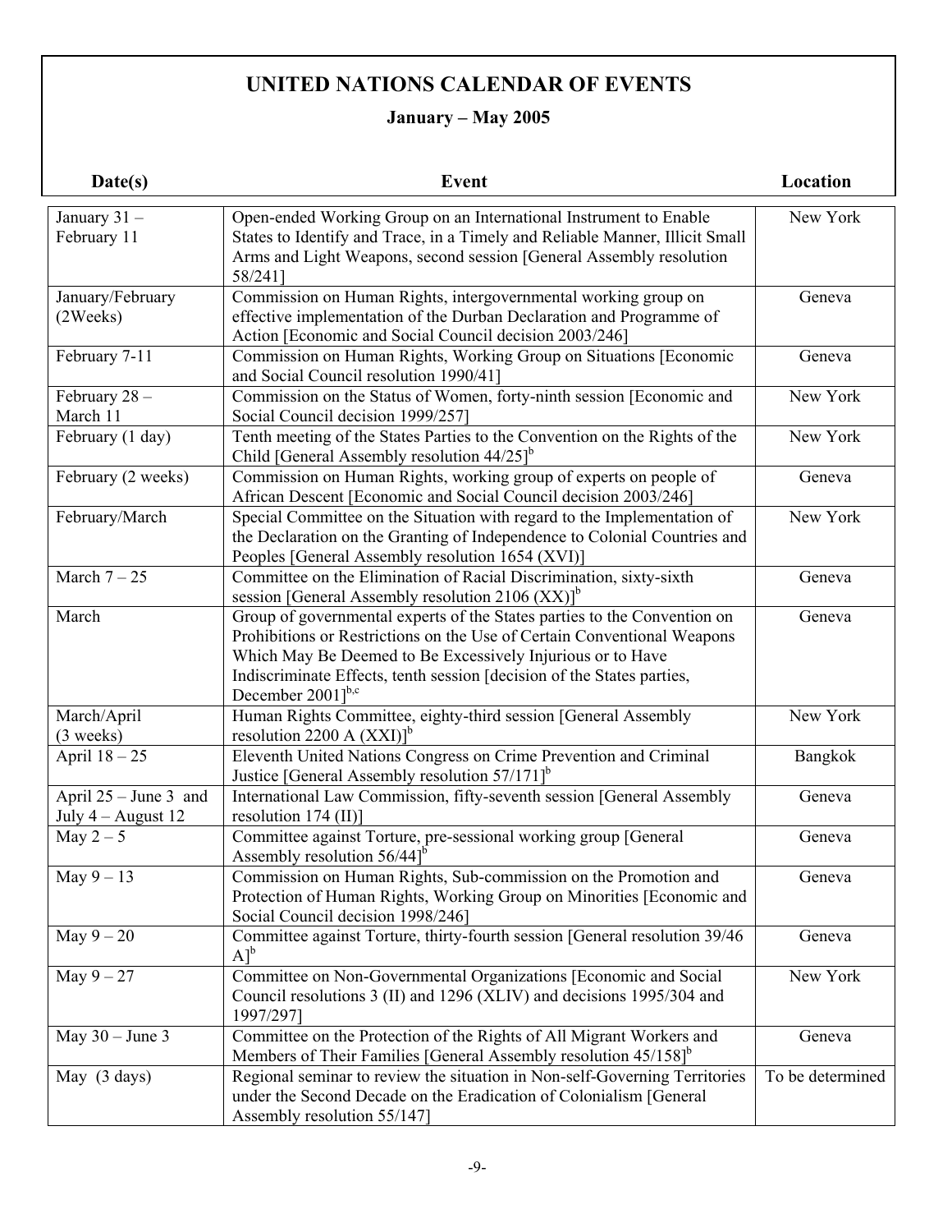# UNITED NATIONS CALENDAR OF EVENTS

## January – May 2005

| Date(s) | Event | Location |
|---|---|---|
| January 31 – February 11 | Open-ended Working Group on an International Instrument to Enable States to Identify and Trace, in a Timely and Reliable Manner, Illicit Small Arms and Light Weapons, second session [General Assembly resolution 58/241] | New York |
| January/February (2Weeks) | Commission on Human Rights, intergovernmental working group on effective implementation of the Durban Declaration and Programme of Action [Economic and Social Council decision 2003/246] | Geneva |
| February 7-11 | Commission on Human Rights, Working Group on Situations [Economic and Social Council resolution 1990/41] | Geneva |
| February 28 – March 11 | Commission on the Status of Women, forty-ninth session [Economic and Social Council decision 1999/257] | New York |
| February (1 day) | Tenth meeting of the States Parties to the Convention on the Rights of the Child [General Assembly resolution 44/25][b] | New York |
| February (2 weeks) | Commission on Human Rights, working group of experts on people of African Descent [Economic and Social Council decision 2003/246] | Geneva |
| February/March | Special Committee on the Situation with regard to the Implementation of the Declaration on the Granting of Independence to Colonial Countries and Peoples [General Assembly resolution 1654 (XVI)] | New York |
| March 7 – 25 | Committee on the Elimination of Racial Discrimination, sixty-sixth session [General Assembly resolution 2106 (XX)][b] | Geneva |
| March | Group of governmental experts of the States parties to the Convention on Prohibitions or Restrictions on the Use of Certain Conventional Weapons Which May Be Deemed to Be Excessively Injurious or to Have Indiscriminate Effects, tenth session [decision of the States parties, December 2001][b,c] | Geneva |
| March/April (3 weeks) | Human Rights Committee, eighty-third session [General Assembly resolution 2200 A (XXI)][b] | New York |
| April 18 – 25 | Eleventh United Nations Congress on Crime Prevention and Criminal Justice [General Assembly resolution 57/171][b] | Bangkok |
| April 25 – June 3 and July 4 – August 12 | International Law Commission, fifty-seventh session [General Assembly resolution 174 (II)] | Geneva |
| May 2 – 5 | Committee against Torture, pre-sessional working group [General Assembly resolution 56/44][b] | Geneva |
| May 9 – 13 | Commission on Human Rights, Sub-commission on the Promotion and Protection of Human Rights, Working Group on Minorities [Economic and Social Council decision 1998/246] | Geneva |
| May 9 – 20 | Committee against Torture, thirty-fourth session [General resolution 39/46 A][b] | Geneva |
| May 9 – 27 | Committee on Non-Governmental Organizations [Economic and Social Council resolutions 3 (II) and 1296 (XLIV) and decisions 1995/304 and 1997/297] | New York |
| May 30 – June 3 | Committee on the Protection of the Rights of All Migrant Workers and Members of Their Families [General Assembly resolution 45/158][b] | Geneva |
| May (3 days) | Regional seminar to review the situation in Non-self-Governing Territories under the Second Decade on the Eradication of Colonialism [General Assembly resolution 55/147] | To be determined |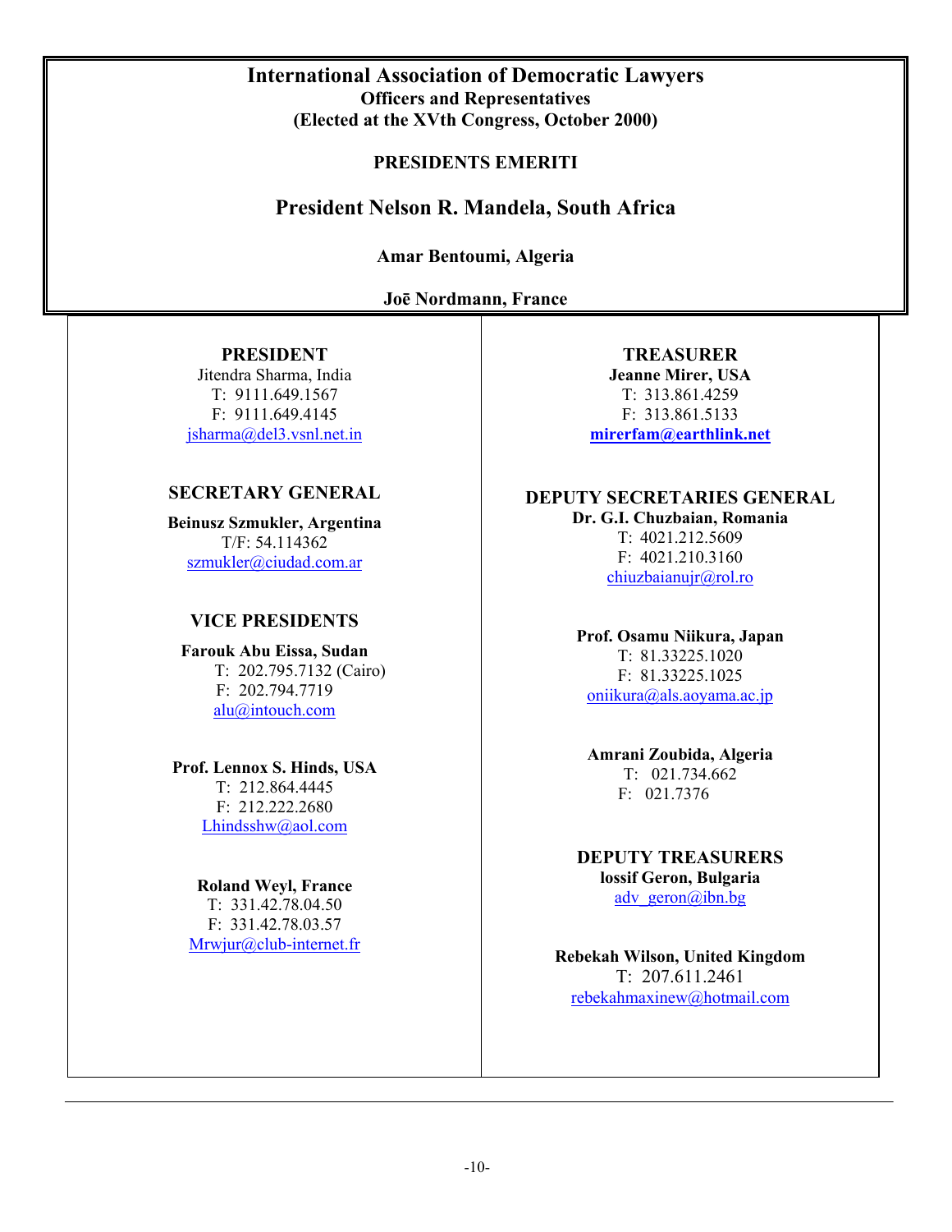# International Association of Democratic Lawyers

**Officers and Representatives**
**(Elected at the XVth Congress, October 2000)**

## PRESIDENTS EMERITI

## President Nelson R. Mandela, South Africa

**Amar Bentoumi, Algeria**

**Joē Nordmann, France**

### PRESIDENT

Jitendra Sharma, India
T: 9111.649.1567
F: 9111.649.4145
jsharma@del3.vsnl.net.in

### SECRETARY GENERAL

**Beinusz Szmukler, Argentina**
T/F: 54.114362
szmukler@ciudad.com.ar

### VICE PRESIDENTS

**Farouk Abu Eissa, Sudan**
T: 202.795.7132 (Cairo)
F: 202.794.7719
alu@intouch.com

**Prof. Lennox S. Hinds, USA**
T: 212.864.4445
F: 212.222.2680
Lhindsshw@aol.com

**Roland Weyl, France**
T: 331.42.78.04.50
F: 331.42.78.03.57
Mrwjur@club-internet.fr

### TREASURER

**Jeanne Mirer, USA**
T: 313.861.4259
F: 313.861.5133
**mirerfam@earthlink.net**

### DEPUTY SECRETARIES GENERAL

**Dr. G.I. Chuzbaian, Romania**
T: 4021.212.5609
F: 4021.210.3160
chiuzbaianujr@rol.ro

**Prof. Osamu Niikura, Japan**
T: 81.33225.1020
F: 81.33225.1025
oniikura@als.aoyama.ac.jp

**Amrani Zoubida, Algeria**
T: 021.734.662
F: 021.7376

### DEPUTY TREASURERS

**lossif Geron, Bulgaria**
adv_geron@ibn.bg

**Rebekah Wilson, United Kingdom**
T: 207.611.2461
rebekahmaxinew@hotmail.com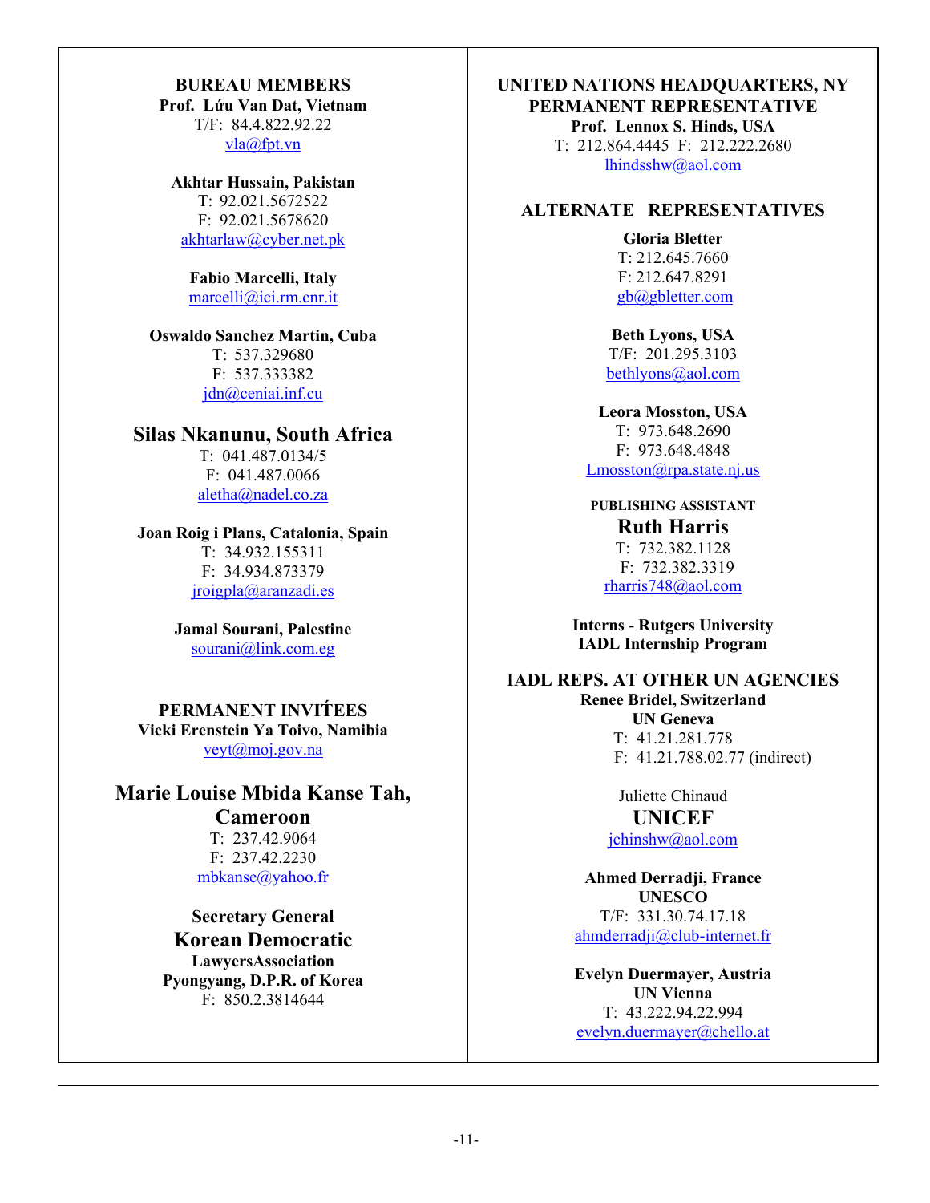## BUREAU MEMBERS

**Prof. Lứu Van Dat, Vietnam**
T/F: 84.4.822.92.22
vla@fpt.vn

**Akhtar Hussain, Pakistan**
T: 92.021.5672522
F: 92.021.5678620
akhtarlaw@cyber.net.pk

**Fabio Marcelli, Italy**
marcelli@ici.rm.cnr.it

**Oswaldo Sanchez Martin, Cuba**
T: 537.329680
F: 537.333382
jdn@ceniai.inf.cu

**Silas Nkanunu, South Africa**
T: 041.487.0134/5
F: 041.487.0066
aletha@nadel.co.za

**Joan Roig i Plans, Catalonia, Spain**
T: 34.932.155311
F: 34.934.873379
jroigpla@aranzadi.es

**Jamal Sourani, Palestine**
sourani@link.com.eg

## PERMANENT INVIṔEES

**Vicki Erenstein Ya Toivo, Namibia**
veyt@moj.gov.na

**Marie Louise Mbida Kanse Tah, Cameroon**
T: 237.42.9064
F: 237.42.2230
mbkanse@yahoo.fr

**Secretary General**
**Korean Democratic**
**LawyersAssociation**
**Pyongyang, D.P.R. of Korea**
F: 850.2.3814644

## UNITED NATIONS HEADQUARTERS, NY PERMANENT REPRESENTATIVE

**Prof. Lennox S. Hinds, USA**
T: 212.864.4445 F: 212.222.2680
lhindsshw@aol.com

## ALTERNATE REPRESENTATIVES

**Gloria Bletter**
T: 212.645.7660
F: 212.647.8291
gb@gbletter.com

**Beth Lyons, USA**
T/F: 201.295.3103
bethlyons@aol.com

**Leora Mosston, USA**
T: 973.648.2690
F: 973.648.4848
Lmosston@rpa.state.nj.us

**PUBLISHING ASSISTANT**

**Ruth Harris**
T: 732.382.1128
F: 732.382.3319
rharris748@aol.com

**Interns - Rutgers University**
**IADL Internship Program**

## IADL REPS. AT OTHER UN AGENCIES

**Renee Bridel, Switzerland**
**UN Geneva**
T: 41.21.281.778
F: 41.21.788.02.77 (indirect)

Juliette Chinaud
**UNICEF**
jchinshw@aol.com

**Ahmed Derradji, France**
**UNESCO**
T/F: 331.30.74.17.18
ahmderradji@club-internet.fr

**Evelyn Duermayer, Austria**
**UN Vienna**
T: 43.222.94.22.994
evelyn.duermayer@chello.at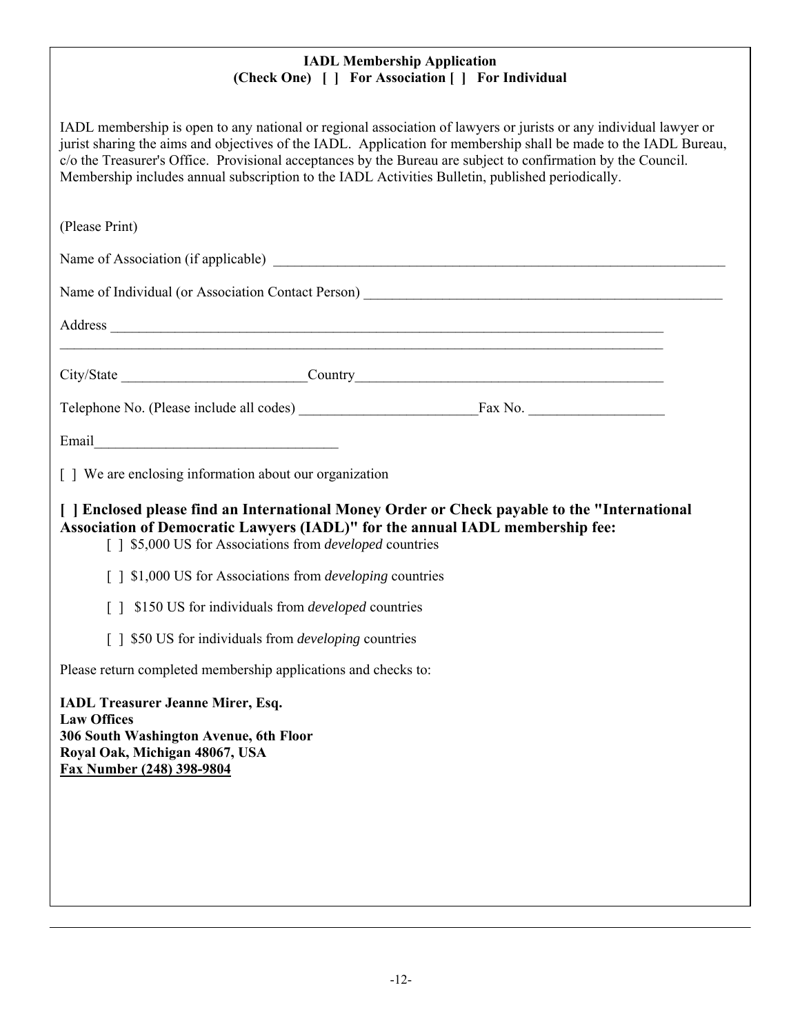**IADL Membership Application**
**(Check One) [ ] For Association [ ] For Individual**

IADL membership is open to any national or regional association of lawyers or jurists or any individual lawyer or jurist sharing the aims and objectives of the IADL. Application for membership shall be made to the IADL Bureau, c/o the Treasurer's Office. Provisional acceptances by the Bureau are subject to confirmation by the Council. Membership includes annual subscription to the IADL Activities Bulletin, published periodically.

(Please Print)

Name of Association (if applicable) ______________________________________________________________

Name of Individual (or Association Contact Person) _______________________________________________

Address ___________________________________________________________________________

___________________________________________________________________________________

City/State _________________________Country__________________________________________

Telephone No. (Please include all codes) ________________________Fax No. __________________

Email_________________________________

[ ] We are enclosing information about our organization

**[ ] Enclosed please find an International Money Order or Check payable to the "International Association of Democratic Lawyers (IADL)" for the annual IADL membership fee:**

- [ ] \$5,000 US for Associations from *developed* countries
- [ ] \$1,000 US for Associations from *developing* countries
- [ ] \$150 US for individuals from *developed* countries
- [ ] \$50 US for individuals from *developing* countries

Please return completed membership applications and checks to:

**IADL Treasurer Jeanne Mirer, Esq.**
**Law Offices**
**306 South Washington Avenue, 6th Floor**
**Royal Oak, Michigan 48067, USA**
**Fax Number (248) 398-9804**